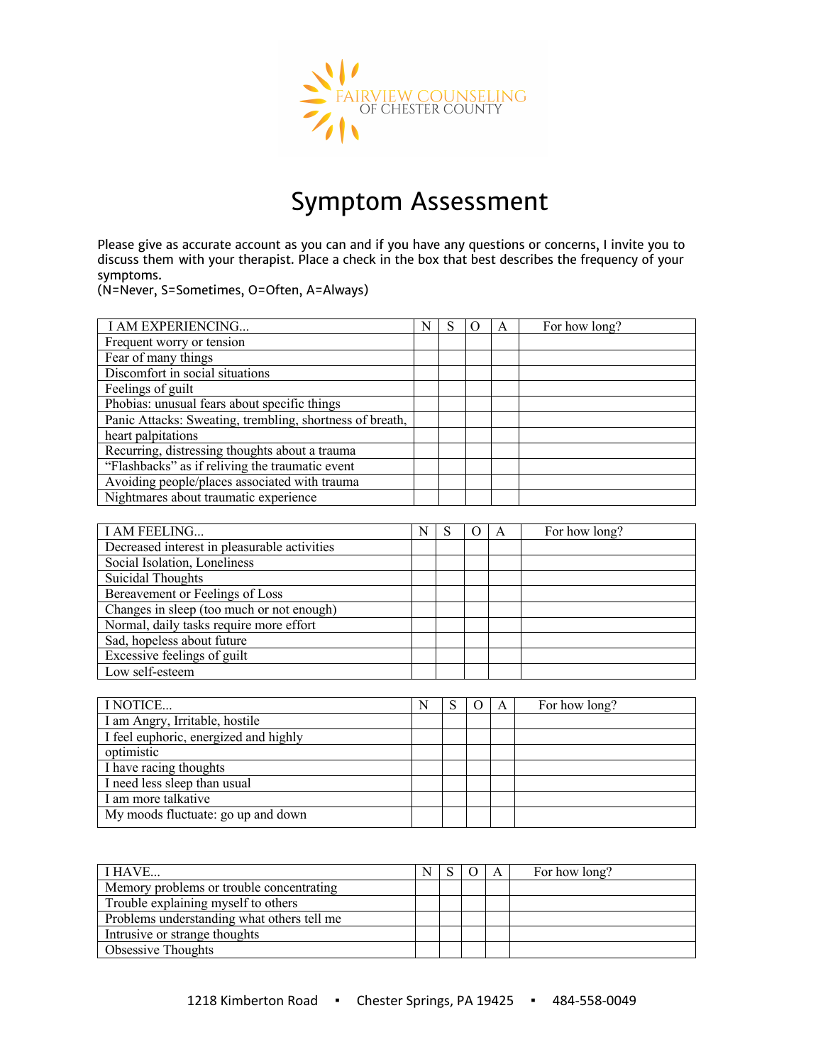FAIRVIEW COUNSELING
OF CHESTER COUNTY

# Symptom Assessment

Please give as accurate account as you can and if you have any questions or concerns, I invite you to discuss them with your therapist. Place a check in the box that best describes the frequency of your symptoms.
(N=Never, S=Sometimes, O=Often, A=Always)

| I AM EXPERIENCING... | N | S | O | A | For how long? |
|---|---|---|---|---|---|
| Frequent worry or tension | | | | | |
| Fear of many things | | | | | |
| Discomfort in social situations | | | | | |
| Feelings of guilt | | | | | |
| Phobias: unusual fears about specific things | | | | | |
| Panic Attacks: Sweating, trembling, shortness of breath, | | | | | |
| heart palpitations | | | | | |
| Recurring, distressing thoughts about a trauma | | | | | |
| “Flashbacks” as if reliving the traumatic event | | | | | |
| Avoiding people/places associated with trauma | | | | | |
| Nightmares about traumatic experience | | | | | |

| I AM FEELING... | N | S | O | A | For how long? |
|---|---|---|---|---|---|
| Decreased interest in pleasurable activities | | | | | |
| Social Isolation, Loneliness | | | | | |
| Suicidal Thoughts | | | | | |
| Bereavement or Feelings of Loss | | | | | |
| Changes in sleep (too much or not enough) | | | | | |
| Normal, daily tasks require more effort | | | | | |
| Sad, hopeless about future | | | | | |
| Excessive feelings of guilt | | | | | |
| Low self-esteem | | | | | |

| I NOTICE... | N | S | O | A | For how long? |
|---|---|---|---|---|---|
| I am Angry, Irritable, hostile | | | | | |
| I feel euphoric, energized and highly | | | | | |
| optimistic | | | | | |
| I have racing thoughts | | | | | |
| I need less sleep than usual | | | | | |
| I am more talkative | | | | | |
| My moods fluctuate: go up and down | | | | | |

| I HAVE... | N | S | O | A | For how long? |
|---|---|---|---|---|---|
| Memory problems or trouble concentrating | | | | | |
| Trouble explaining myself to others | | | | | |
| Problems understanding what others tell me | | | | | |
| Intrusive or strange thoughts | | | | | |
| Obsessive Thoughts | | | | | |

1218 Kimberton Road ▪ Chester Springs, PA 19425 ▪ 484-558-0049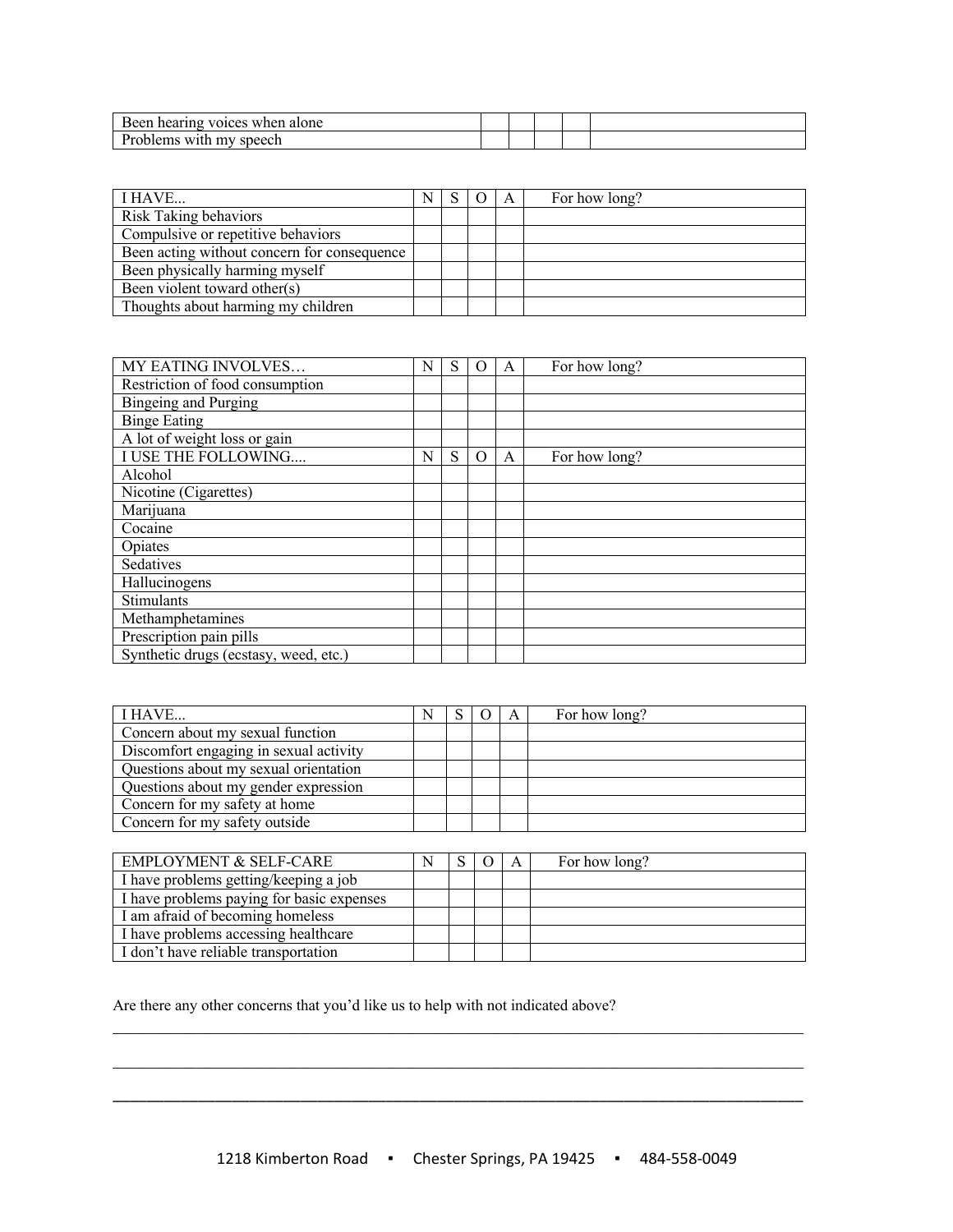| | | | | | |
|---|---|---|---|---|---|
| Been hearing voices when alone | | | | | |
| Problems with my speech | | | | | |

| I HAVE... | N | S | O | A | For how long? |
|---|---|---|---|---|---|
| Risk Taking behaviors | | | | | |
| Compulsive or repetitive behaviors | | | | | |
| Been acting without concern for consequence | | | | | |
| Been physically harming myself | | | | | |
| Been violent toward other(s) | | | | | |
| Thoughts about harming my children | | | | | |

| MY EATING INVOLVES… | N | S | O | A | For how long? |
|---|---|---|---|---|---|
| Restriction of food consumption | | | | | |
| Bingeing and Purging | | | | | |
| Binge Eating | | | | | |
| A lot of weight loss or gain | | | | | |
| I USE THE FOLLOWING.... | N | S | O | A | For how long? |
| Alcohol | | | | | |
| Nicotine (Cigarettes) | | | | | |
| Marijuana | | | | | |
| Cocaine | | | | | |
| Opiates | | | | | |
| Sedatives | | | | | |
| Hallucinogens | | | | | |
| Stimulants | | | | | |
| Methamphetamines | | | | | |
| Prescription pain pills | | | | | |
| Synthetic drugs (ecstasy, weed, etc.) | | | | | |

| I HAVE... | N | S | O | A | For how long? |
|---|---|---|---|---|---|
| Concern about my sexual function | | | | | |
| Discomfort engaging in sexual activity | | | | | |
| Questions about my sexual orientation | | | | | |
| Questions about my gender expression | | | | | |
| Concern for my safety at home | | | | | |
| Concern for my safety outside | | | | | |

| EMPLOYMENT & SELF-CARE | N | S | O | A | For how long? |
|---|---|---|---|---|---|
| I have problems getting/keeping a job | | | | | |
| I have problems paying for basic expenses | | | | | |
| I am afraid of becoming homeless | | | | | |
| I have problems accessing healthcare | | | | | |
| I don't have reliable transportation | | | | | |

Are there any other concerns that you'd like us to help with not indicated above?

______________________________________________________________________________

______________________________________________________________________________

______________________________________________________________________________

1218 Kimberton Road ▪ Chester Springs, PA 19425 ▪ 484-558-0049